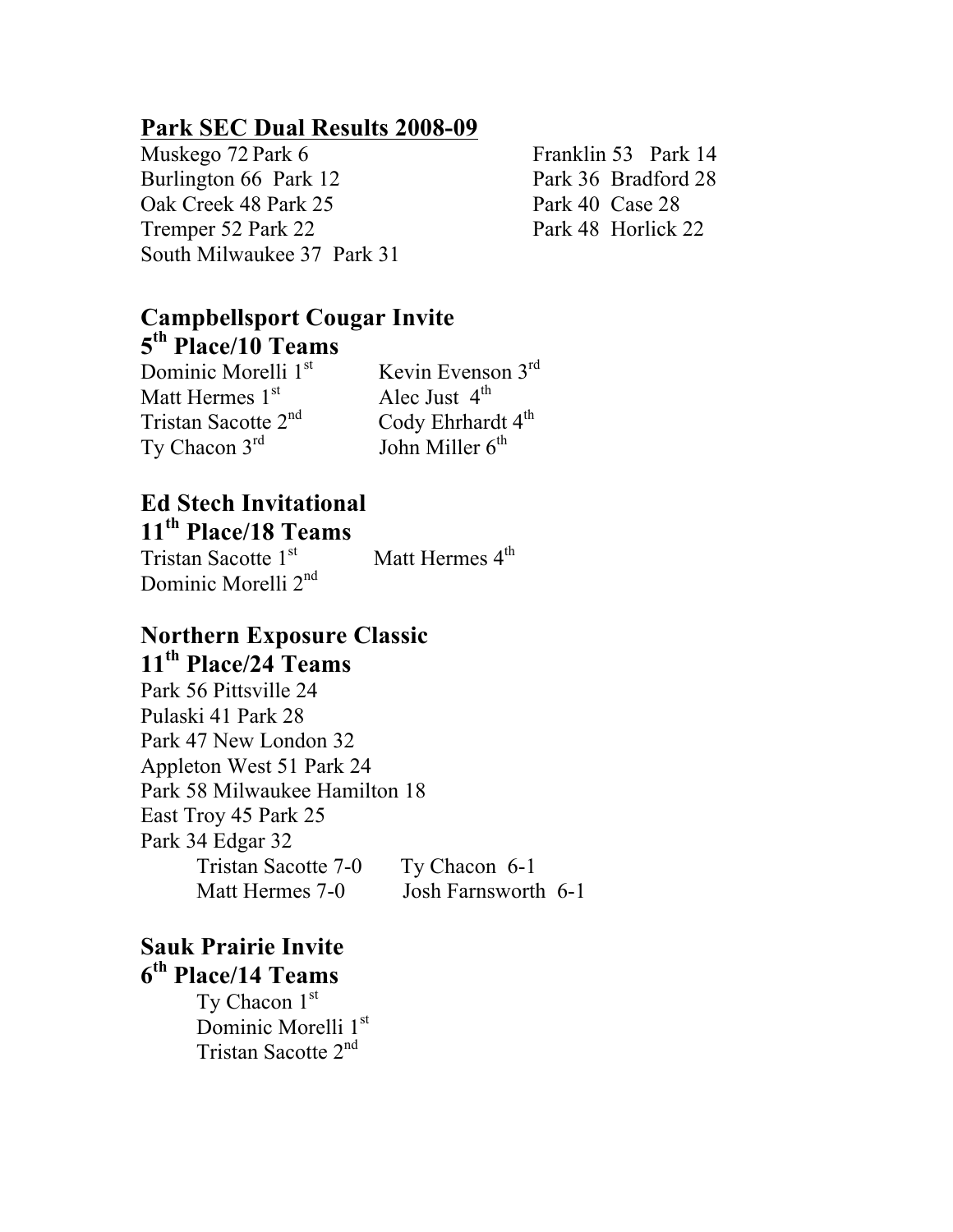## Park SEC Dual Results 2008-09

Muskego 72 Park 6
Burlington 66 Park 12
Oak Creek 48 Park 25
Tremper 52 Park 22
South Milwaukee 37 Park 31
Franklin 53 Park 14
Park 36 Bradford 28
Park 40 Case 28
Park 48 Horlick 22

## Campbellsport Cougar Invite
## 5th Place/10 Teams

Dominic Morelli 1st
Matt Hermes 1st
Tristan Sacotte 2nd
Ty Chacon 3rd
Kevin Evenson 3rd
Alec Just 4th
Cody Ehrhardt 4th
John Miller 6th

## Ed Stech Invitational
## 11th Place/18 Teams

Tristan Sacotte 1st
Dominic Morelli 2nd
Matt Hermes 4th

## Northern Exposure Classic
## 11th Place/24 Teams

Park 56 Pittsville 24
Pulaski 41 Park 28
Park 47 New London 32
Appleton West 51 Park 24
Park 58 Milwaukee Hamilton 18
East Troy 45 Park 25
Park 34 Edgar 32

Tristan Sacotte 7-0
Matt Hermes 7-0
Ty Chacon 6-1
Josh Farnsworth 6-1

## Sauk Prairie Invite
## 6th Place/14 Teams

Ty Chacon 1st
Dominic Morelli 1st
Tristan Sacotte 2nd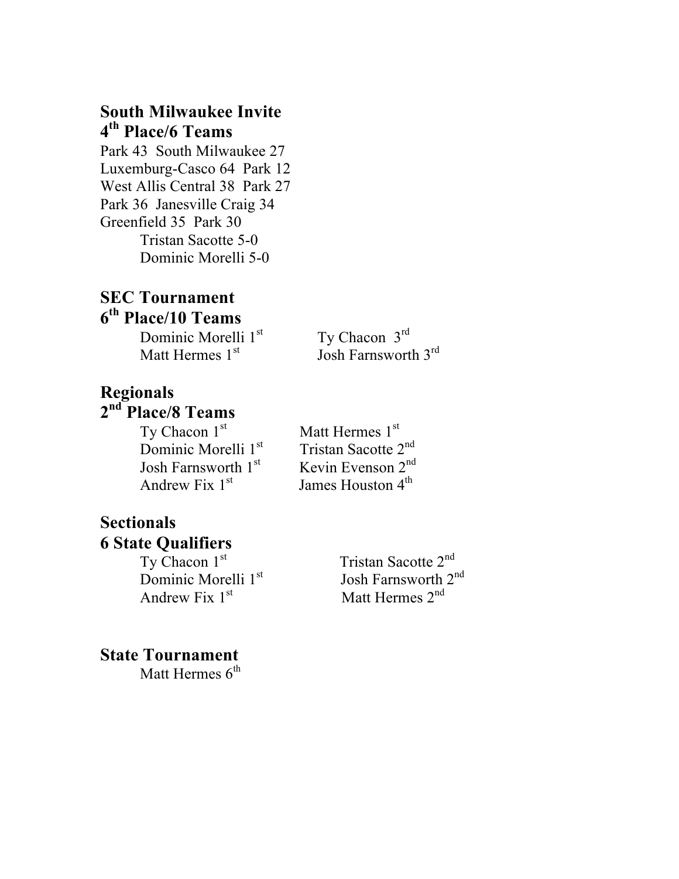**South Milwaukee Invite**
**4th Place/6 Teams**

Park 43 South Milwaukee 27
Luxemburg-Casco 64 Park 12
West Allis Central 38 Park 27
Park 36 Janesville Craig 34
Greenfield 35 Park 30

- Tristan Sacotte 5-0
- Dominic Morelli 5-0

**SEC Tournament**
**6th Place/10 Teams**

- Dominic Morelli 1st
- Matt Hermes 1st
- Ty Chacon 3rd
- Josh Farnsworth 3rd

**Regionals**
**2nd Place/8 Teams**

- Ty Chacon 1st
- Dominic Morelli 1st
- Josh Farnsworth 1st
- Andrew Fix 1st
- Matt Hermes 1st
- Tristan Sacotte 2nd
- Kevin Evenson 2nd
- James Houston 4th

**Sectionals**
**6 State Qualifiers**

- Ty Chacon 1st
- Dominic Morelli 1st
- Andrew Fix 1st
- Tristan Sacotte 2nd
- Josh Farnsworth 2nd
- Matt Hermes 2nd

**State Tournament**

- Matt Hermes 6th